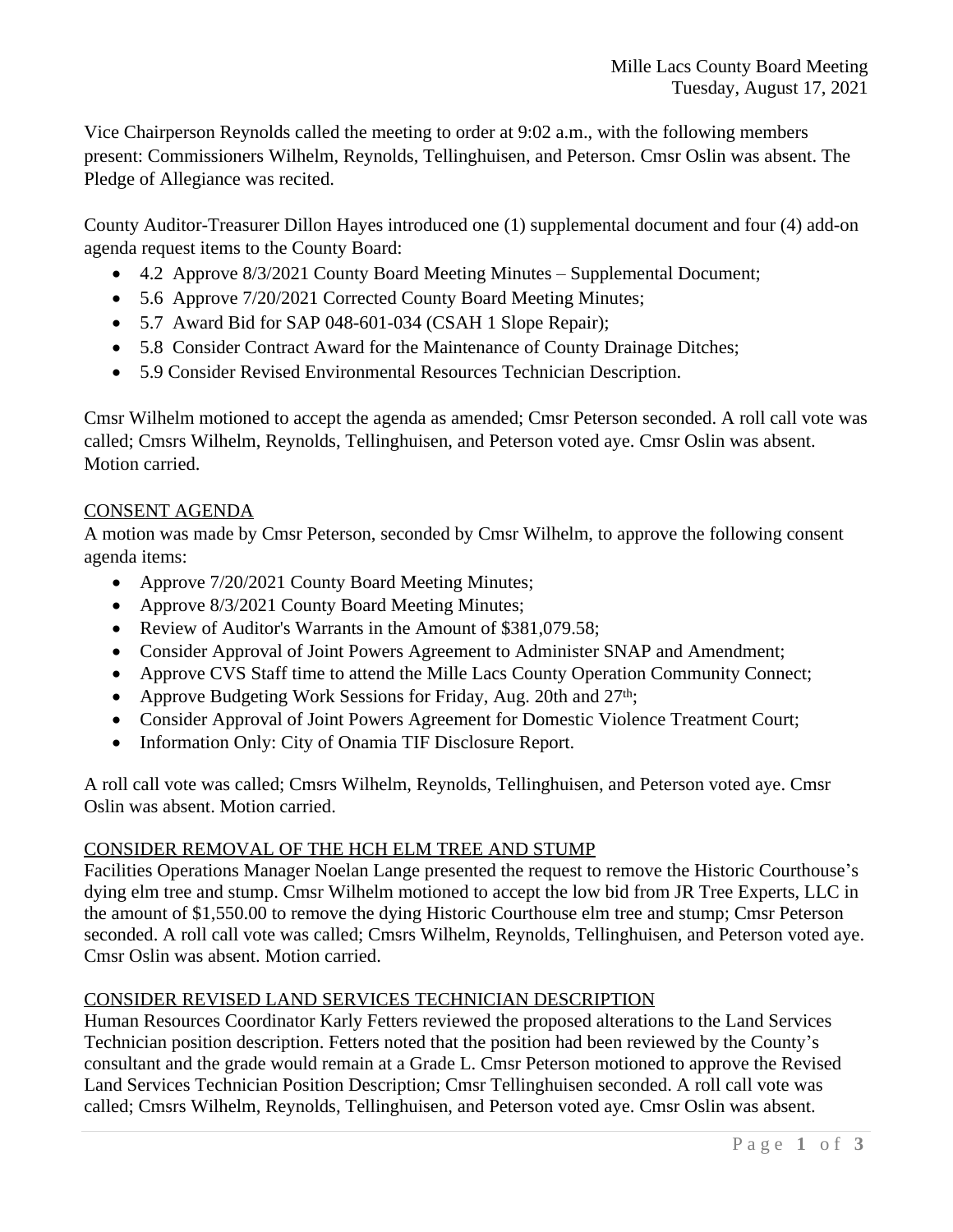Mille Lacs County Board Meeting
Tuesday, August 17, 2021

Vice Chairperson Reynolds called the meeting to order at 9:02 a.m., with the following members present: Commissioners Wilhelm, Reynolds, Tellinghuisen, and Peterson. Cmsr Oslin was absent. The Pledge of Allegiance was recited.

County Auditor-Treasurer Dillon Hayes introduced one (1) supplemental document and four (4) add-on agenda request items to the County Board:

- 4.2 Approve 8/3/2021 County Board Meeting Minutes – Supplemental Document;
- 5.6 Approve 7/20/2021 Corrected County Board Meeting Minutes;
- 5.7 Award Bid for SAP 048-601-034 (CSAH 1 Slope Repair);
- 5.8 Consider Contract Award for the Maintenance of County Drainage Ditches;
- 5.9 Consider Revised Environmental Resources Technician Description.

Cmsr Wilhelm motioned to accept the agenda as amended; Cmsr Peterson seconded. A roll call vote was called; Cmsrs Wilhelm, Reynolds, Tellinghuisen, and Peterson voted aye. Cmsr Oslin was absent. Motion carried.

## CONSENT AGENDA

A motion was made by Cmsr Peterson, seconded by Cmsr Wilhelm, to approve the following consent agenda items:

- Approve 7/20/2021 County Board Meeting Minutes;
- Approve 8/3/2021 County Board Meeting Minutes;
- Review of Auditor's Warrants in the Amount of $381,079.58;
- Consider Approval of Joint Powers Agreement to Administer SNAP and Amendment;
- Approve CVS Staff time to attend the Mille Lacs County Operation Community Connect;
- Approve Budgeting Work Sessions for Friday, Aug. 20th and 27th;
- Consider Approval of Joint Powers Agreement for Domestic Violence Treatment Court;
- Information Only: City of Onamia TIF Disclosure Report.

A roll call vote was called; Cmsrs Wilhelm, Reynolds, Tellinghuisen, and Peterson voted aye. Cmsr Oslin was absent. Motion carried.

## CONSIDER REMOVAL OF THE HCH ELM TREE AND STUMP

Facilities Operations Manager Noelan Lange presented the request to remove the Historic Courthouse's dying elm tree and stump. Cmsr Wilhelm motioned to accept the low bid from JR Tree Experts, LLC in the amount of $1,550.00 to remove the dying Historic Courthouse elm tree and stump; Cmsr Peterson seconded. A roll call vote was called; Cmsrs Wilhelm, Reynolds, Tellinghuisen, and Peterson voted aye. Cmsr Oslin was absent. Motion carried.

## CONSIDER REVISED LAND SERVICES TECHNICIAN DESCRIPTION

Human Resources Coordinator Karly Fetters reviewed the proposed alterations to the Land Services Technician position description. Fetters noted that the position had been reviewed by the County's consultant and the grade would remain at a Grade L. Cmsr Peterson motioned to approve the Revised Land Services Technician Position Description; Cmsr Tellinghuisen seconded. A roll call vote was called; Cmsrs Wilhelm, Reynolds, Tellinghuisen, and Peterson voted aye. Cmsr Oslin was absent.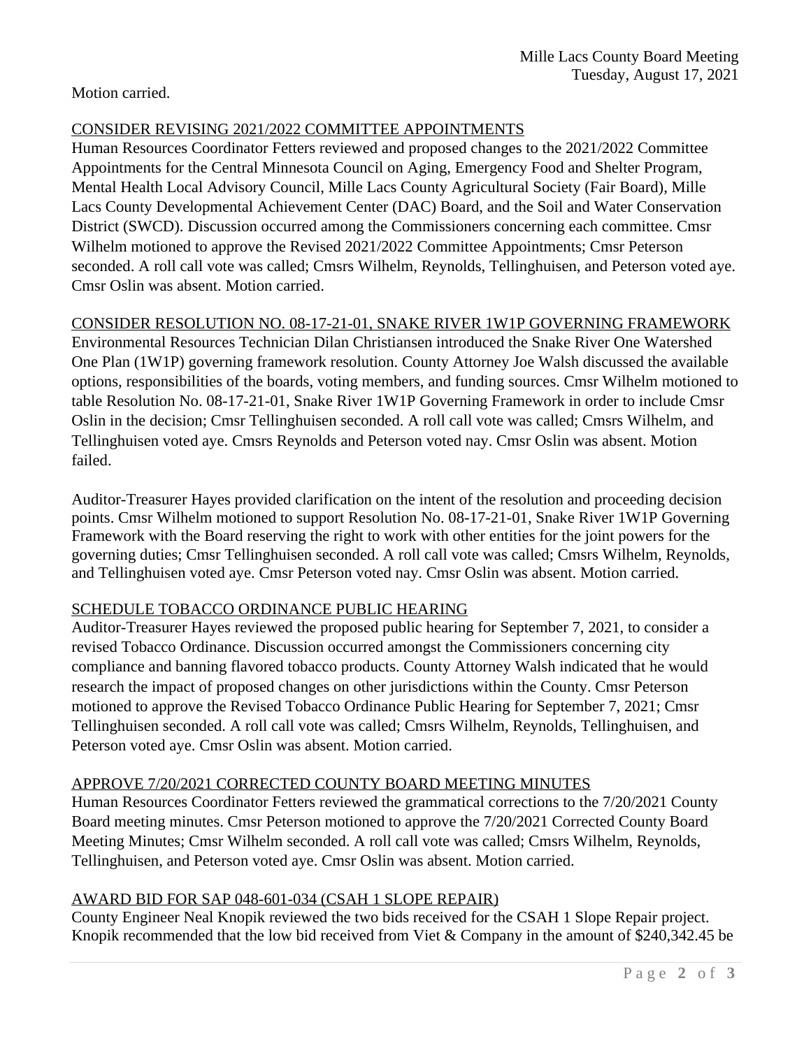Motion carried.

## CONSIDER REVISING 2021/2022 COMMITTEE APPOINTMENTS

Human Resources Coordinator Fetters reviewed and proposed changes to the 2021/2022 Committee Appointments for the Central Minnesota Council on Aging, Emergency Food and Shelter Program, Mental Health Local Advisory Council, Mille Lacs County Agricultural Society (Fair Board), Mille Lacs County Developmental Achievement Center (DAC) Board, and the Soil and Water Conservation District (SWCD). Discussion occurred among the Commissioners concerning each committee. Cmsr Wilhelm motioned to approve the Revised 2021/2022 Committee Appointments; Cmsr Peterson seconded. A roll call vote was called; Cmsrs Wilhelm, Reynolds, Tellinghuisen, and Peterson voted aye. Cmsr Oslin was absent. Motion carried.

## CONSIDER RESOLUTION NO. 08-17-21-01, SNAKE RIVER 1W1P GOVERNING FRAMEWORK

Environmental Resources Technician Dilan Christiansen introduced the Snake River One Watershed One Plan (1W1P) governing framework resolution. County Attorney Joe Walsh discussed the available options, responsibilities of the boards, voting members, and funding sources. Cmsr Wilhelm motioned to table Resolution No. 08-17-21-01, Snake River 1W1P Governing Framework in order to include Cmsr Oslin in the decision; Cmsr Tellinghuisen seconded. A roll call vote was called; Cmsrs Wilhelm, and Tellinghuisen voted aye. Cmsrs Reynolds and Peterson voted nay. Cmsr Oslin was absent. Motion failed.

Auditor-Treasurer Hayes provided clarification on the intent of the resolution and proceeding decision points. Cmsr Wilhelm motioned to support Resolution No. 08-17-21-01, Snake River 1W1P Governing Framework with the Board reserving the right to work with other entities for the joint powers for the governing duties; Cmsr Tellinghuisen seconded. A roll call vote was called; Cmsrs Wilhelm, Reynolds, and Tellinghuisen voted aye. Cmsr Peterson voted nay. Cmsr Oslin was absent. Motion carried.

## SCHEDULE TOBACCO ORDINANCE PUBLIC HEARING

Auditor-Treasurer Hayes reviewed the proposed public hearing for September 7, 2021, to consider a revised Tobacco Ordinance. Discussion occurred amongst the Commissioners concerning city compliance and banning flavored tobacco products. County Attorney Walsh indicated that he would research the impact of proposed changes on other jurisdictions within the County. Cmsr Peterson motioned to approve the Revised Tobacco Ordinance Public Hearing for September 7, 2021; Cmsr Tellinghuisen seconded. A roll call vote was called; Cmsrs Wilhelm, Reynolds, Tellinghuisen, and Peterson voted aye. Cmsr Oslin was absent. Motion carried.

## APPROVE 7/20/2021 CORRECTED COUNTY BOARD MEETING MINUTES

Human Resources Coordinator Fetters reviewed the grammatical corrections to the 7/20/2021 County Board meeting minutes. Cmsr Peterson motioned to approve the 7/20/2021 Corrected County Board Meeting Minutes; Cmsr Wilhelm seconded. A roll call vote was called; Cmsrs Wilhelm, Reynolds, Tellinghuisen, and Peterson voted aye. Cmsr Oslin was absent. Motion carried.

## AWARD BID FOR SAP 048-601-034 (CSAH 1 SLOPE REPAIR)

County Engineer Neal Knopik reviewed the two bids received for the CSAH 1 Slope Repair project. Knopik recommended that the low bid received from Viet & Company in the amount of $240,342.45 be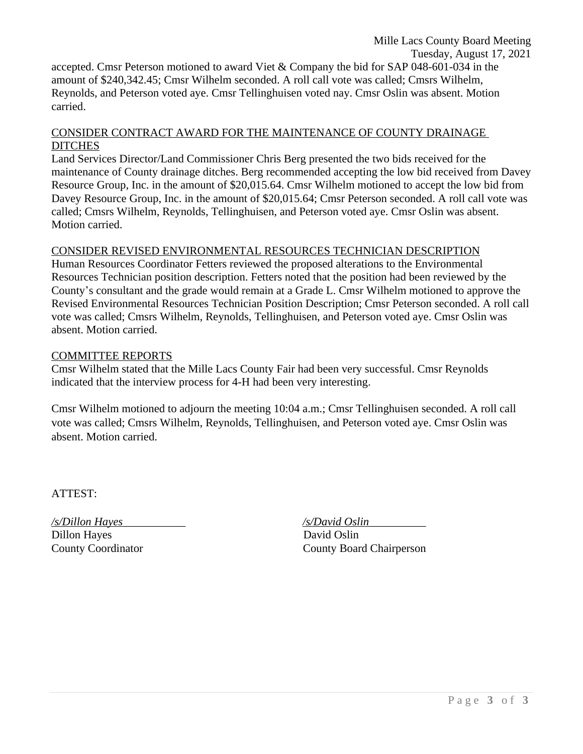accepted. Cmsr Peterson motioned to award Viet & Company the bid for SAP 048-601-034 in the amount of $240,342.45; Cmsr Wilhelm seconded. A roll call vote was called; Cmsrs Wilhelm, Reynolds, and Peterson voted aye. Cmsr Tellinghuisen voted nay. Cmsr Oslin was absent. Motion carried.

## CONSIDER CONTRACT AWARD FOR THE MAINTENANCE OF COUNTY DRAINAGE DITCHES

Land Services Director/Land Commissioner Chris Berg presented the two bids received for the maintenance of County drainage ditches. Berg recommended accepting the low bid received from Davey Resource Group, Inc. in the amount of $20,015.64. Cmsr Wilhelm motioned to accept the low bid from Davey Resource Group, Inc. in the amount of $20,015.64; Cmsr Peterson seconded. A roll call vote was called; Cmsrs Wilhelm, Reynolds, Tellinghuisen, and Peterson voted aye. Cmsr Oslin was absent. Motion carried.

## CONSIDER REVISED ENVIRONMENTAL RESOURCES TECHNICIAN DESCRIPTION

Human Resources Coordinator Fetters reviewed the proposed alterations to the Environmental Resources Technician position description. Fetters noted that the position had been reviewed by the County's consultant and the grade would remain at a Grade L. Cmsr Wilhelm motioned to approve the Revised Environmental Resources Technician Position Description; Cmsr Peterson seconded. A roll call vote was called; Cmsrs Wilhelm, Reynolds, Tellinghuisen, and Peterson voted aye. Cmsr Oslin was absent. Motion carried.

## COMMITTEE REPORTS

Cmsr Wilhelm stated that the Mille Lacs County Fair had been very successful. Cmsr Reynolds indicated that the interview process for 4-H had been very interesting.

Cmsr Wilhelm motioned to adjourn the meeting 10:04 a.m.; Cmsr Tellinghuisen seconded. A roll call vote was called; Cmsrs Wilhelm, Reynolds, Tellinghuisen, and Peterson voted aye. Cmsr Oslin was absent. Motion carried.

ATTEST:

| | |
|---|---|
| */s/Dillon Hayes* | */s/David Oslin* |
| Dillon Hayes | David Oslin |
| County Coordinator | County Board Chairperson |